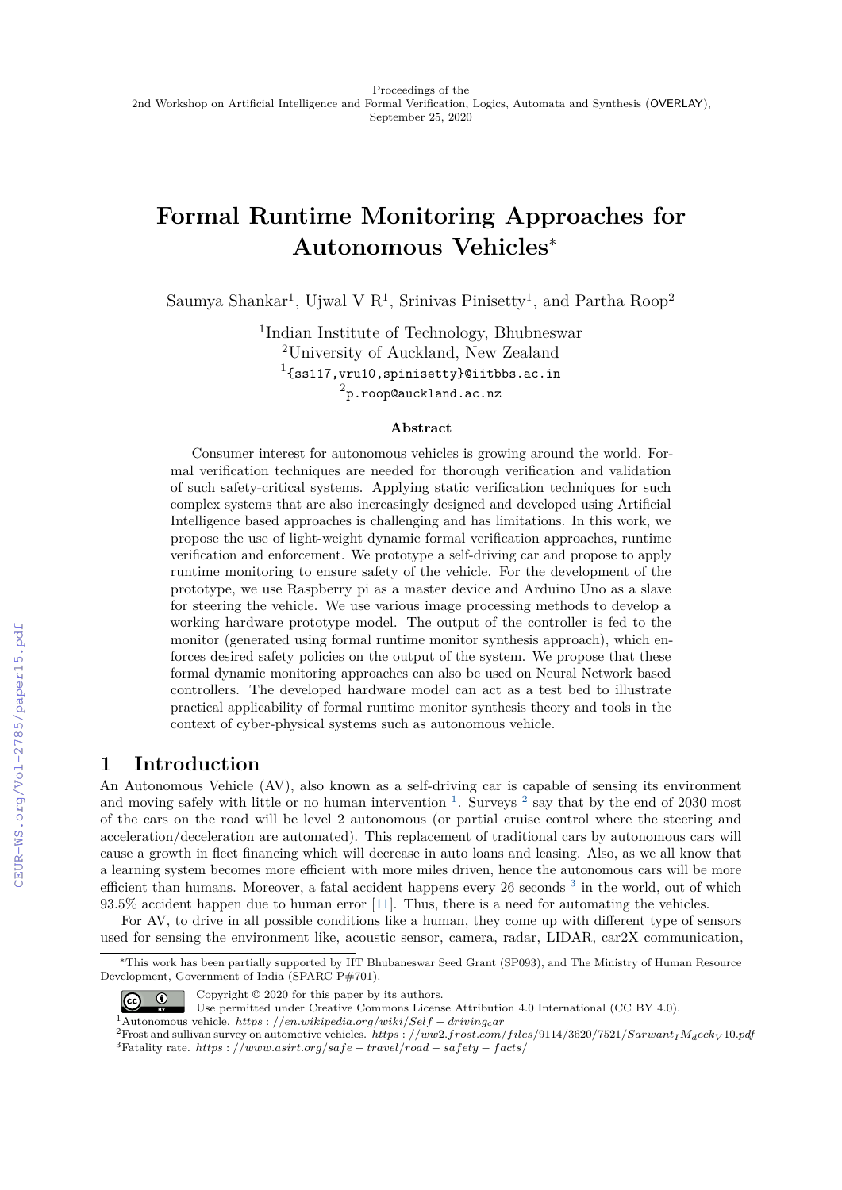Proceedings of the
2nd Workshop on Artificial Intelligence and Formal Verification, Logics, Automata and Synthesis (OVERLAY),
September 25, 2020

# Formal Runtime Monitoring Approaches for Autonomous Vehicles*

Saumya Shankar[1], Ujwal V R[1], Srinivas Pinisetty[1], and Partha Roop[2]

[1]Indian Institute of Technology, Bhubneswar
[2]University of Auckland, New Zealand
[1]{ss117,vru10,spinisetty}@iitbbs.ac.in
[2]p.roop@auckland.ac.nz

**Abstract**

Consumer interest for autonomous vehicles is growing around the world. Formal verification techniques are needed for thorough verification and validation of such safety-critical systems. Applying static verification techniques for such complex systems that are also increasingly designed and developed using Artificial Intelligence based approaches is challenging and has limitations. In this work, we propose the use of light-weight dynamic formal verification approaches, runtime verification and enforcement. We prototype a self-driving car and propose to apply runtime monitoring to ensure safety of the vehicle. For the development of the prototype, we use Raspberry pi as a master device and Arduino Uno as a slave for steering the vehicle. We use various image processing methods to develop a working hardware prototype model. The output of the controller is fed to the monitor (generated using formal runtime monitor synthesis approach), which enforces desired safety policies on the output of the system. We propose that these formal dynamic monitoring approaches can also be used on Neural Network based controllers. The developed hardware model can act as a test bed to illustrate practical applicability of formal runtime monitor synthesis theory and tools in the context of cyber-physical systems such as autonomous vehicle.

## 1 Introduction

An Autonomous Vehicle (AV), also known as a self-driving car is capable of sensing its environment and moving safely with little or no human intervention [1]. Surveys [2] say that by the end of 2030 most of the cars on the road will be level 2 autonomous (or partial cruise control where the steering and acceleration/deceleration are automated). This replacement of traditional cars by autonomous cars will cause a growth in fleet financing which will decrease in auto loans and leasing. Also, as we all know that a learning system becomes more efficient with more miles driven, hence the autonomous cars will be more efficient than humans. Moreover, a fatal accident happens every 26 seconds [3] in the world, out of which 93.5% accident happen due to human error [11]. Thus, there is a need for automating the vehicles.

For AV, to drive in all possible conditions like a human, they come up with different type of sensors used for sensing the environment like, acoustic sensor, camera, radar, LIDAR, car2X communication,

*This work has been partially supported by IIT Bhubaneswar Seed Grant (SP093), and The Ministry of Human Resource Development, Government of India (SPARC P#701).

Copyright © 2020 for this paper by its authors.
Use permitted under Creative Commons License Attribution 4.0 International (CC BY 4.0).

[1]Autonomous vehicle. https://en.wikipedia.org/wiki/Self-driving_car
[2]Frost and sullivan survey on automotive vehicles. https://ww2.frost.com/files/9114/3620/7521/Sarwant_I_Madeck_V10.pdf
[3]Fatality rate. https://www.asirt.org/safe-travel/road-safety-facts/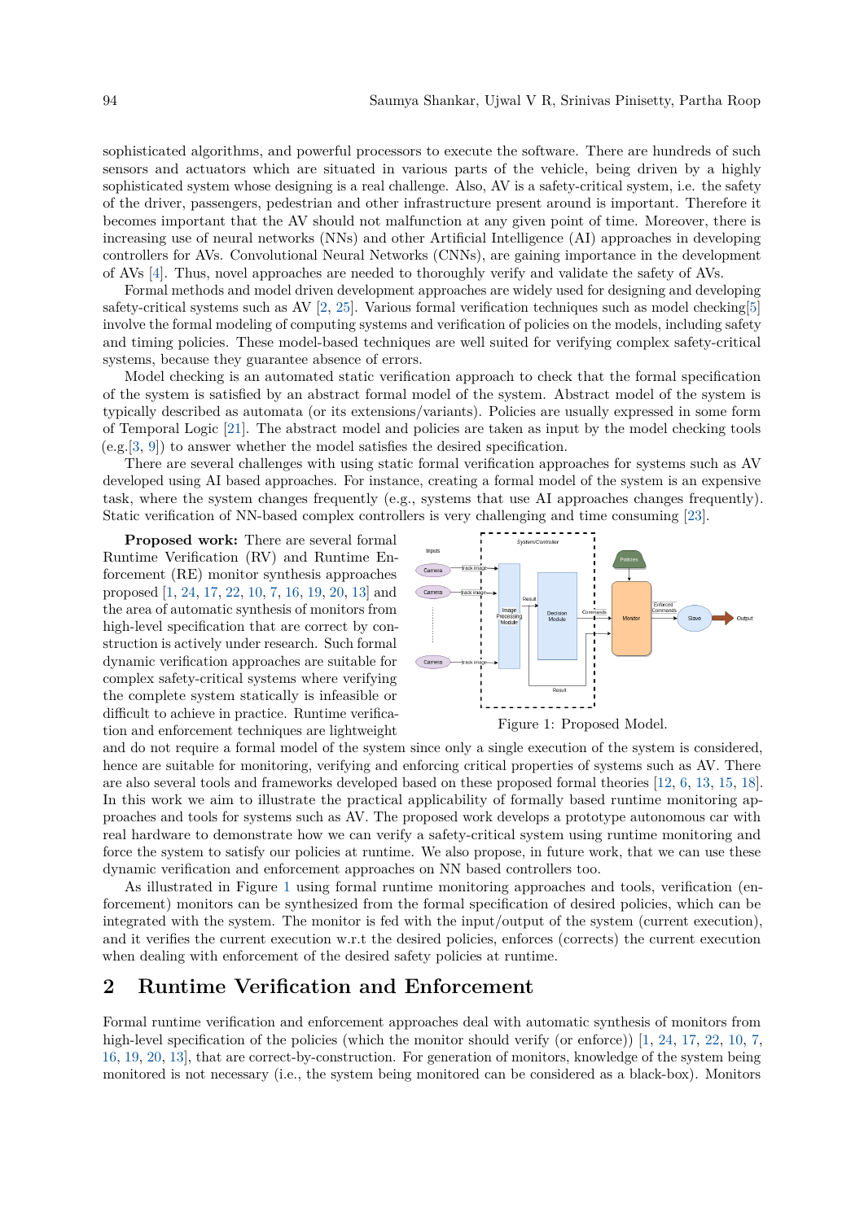sophisticated algorithms, and powerful processors to execute the software. There are hundreds of such sensors and actuators which are situated in various parts of the vehicle, being driven by a highly sophisticated system whose designing is a real challenge. Also, AV is a safety-critical system, i.e. the safety of the driver, passengers, pedestrian and other infrastructure present around is important. Therefore it becomes important that the AV should not malfunction at any given point of time. Moreover, there is increasing use of neural networks (NNs) and other Artificial Intelligence (AI) approaches in developing controllers for AVs. Convolutional Neural Networks (CNNs), are gaining importance in the development of AVs [4]. Thus, novel approaches are needed to thoroughly verify and validate the safety of AVs.

Formal methods and model driven development approaches are widely used for designing and developing safety-critical systems such as AV [2, 25]. Various formal verification techniques such as model checking[5] involve the formal modeling of computing systems and verification of policies on the models, including safety and timing policies. These model-based techniques are well suited for verifying complex safety-critical systems, because they guarantee absence of errors.

Model checking is an automated static verification approach to check that the formal specification of the system is satisfied by an abstract formal model of the system. Abstract model of the system is typically described as automata (or its extensions/variants). Policies are usually expressed in some form of Temporal Logic [21]. The abstract model and policies are taken as input by the model checking tools (e.g.[3, 9]) to answer whether the model satisfies the desired specification.

There are several challenges with using static formal verification approaches for systems such as AV developed using AI based approaches. For instance, creating a formal model of the system is an expensive task, where the system changes frequently (e.g., systems that use AI approaches changes frequently). Static verification of NN-based complex controllers is very challenging and time consuming [23].

**Proposed work:** There are several formal Runtime Verification (RV) and Runtime Enforcement (RE) monitor synthesis approaches proposed [1, 24, 17, 22, 10, 7, 16, 19, 20, 13] and the area of automatic synthesis of monitors from high-level specification that are correct by construction is actively under research. Such formal dynamic verification approaches are suitable for complex safety-critical systems where verifying the complete system statically is infeasible or difficult to achieve in practice. Runtime verification and enforcement techniques are lightweight and do not require a formal model of the system since only a single execution of the system is considered, hence are suitable for monitoring, verifying and enforcing critical properties of systems such as AV. There are also several tools and frameworks developed based on these proposed formal theories [12, 6, 13, 15, 18]. In this work we aim to illustrate the practical applicability of formally based runtime monitoring approaches and tools for systems such as AV. The proposed work develops a prototype autonomous car with real hardware to demonstrate how we can verify a safety-critical system using runtime monitoring and force the system to satisfy our policies at runtime. We also propose, in future work, that we can use these dynamic verification and enforcement approaches on NN based controllers too.

Figure 1: Proposed Model.

As illustrated in Figure 1 using formal runtime monitoring approaches and tools, verification (enforcement) monitors can be synthesized from the formal specification of desired policies, which can be integrated with the system. The monitor is fed with the input/output of the system (current execution), and it verifies the current execution w.r.t the desired policies, enforces (corrects) the current execution when dealing with enforcement of the desired safety policies at runtime.

## 2 Runtime Verification and Enforcement

Formal runtime verification and enforcement approaches deal with automatic synthesis of monitors from high-level specification of the policies (which the monitor should verify (or enforce)) [1, 24, 17, 22, 10, 7, 16, 19, 20, 13], that are correct-by-construction. For generation of monitors, knowledge of the system being monitored is not necessary (i.e., the system being monitored can be considered as a black-box). Monitors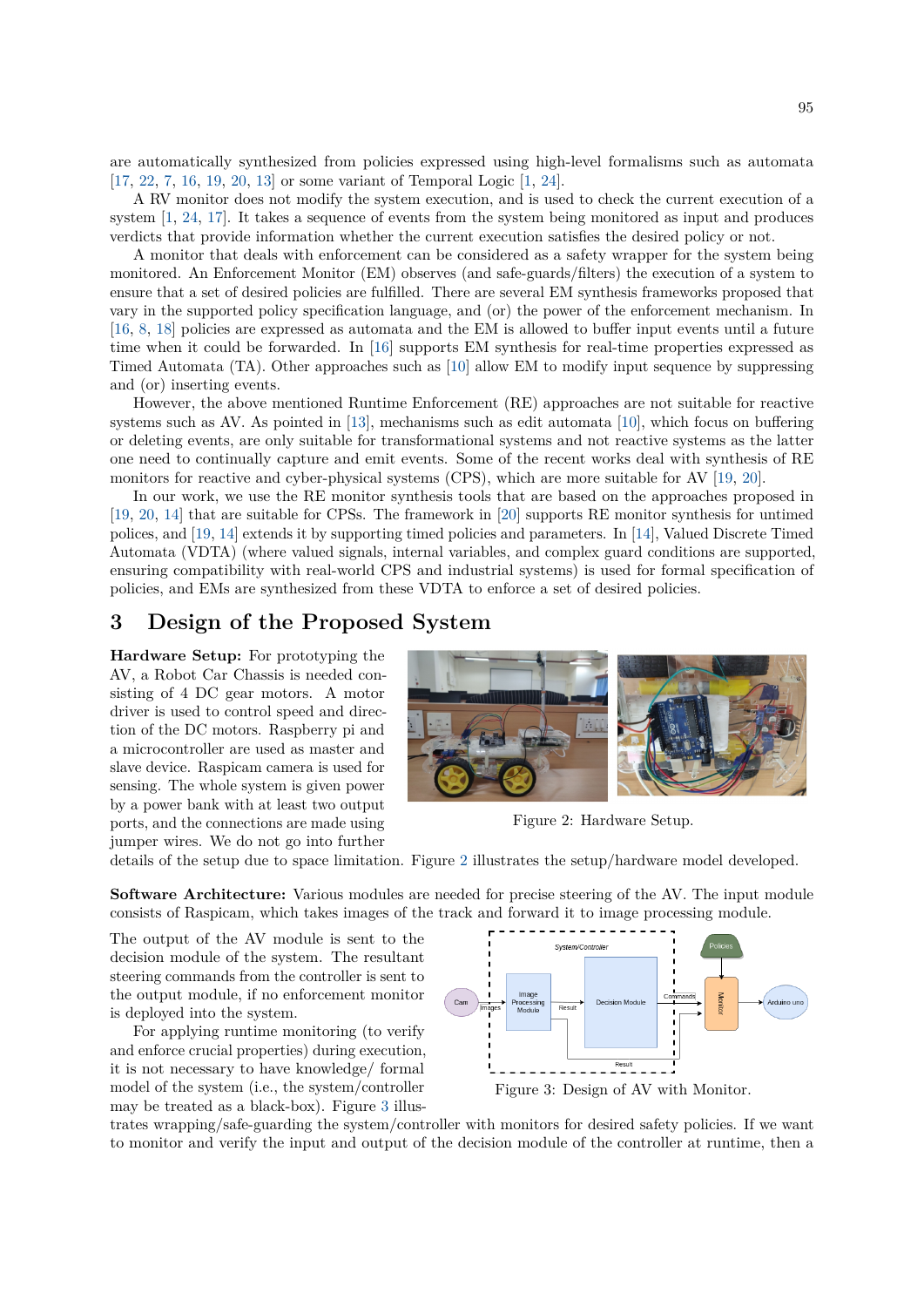are automatically synthesized from policies expressed using high-level formalisms such as automata [17, 22, 7, 16, 19, 20, 13] or some variant of Temporal Logic [1, 24].

A RV monitor does not modify the system execution, and is used to check the current execution of a system [1, 24, 17]. It takes a sequence of events from the system being monitored as input and produces verdicts that provide information whether the current execution satisfies the desired policy or not.

A monitor that deals with enforcement can be considered as a safety wrapper for the system being monitored. An Enforcement Monitor (EM) observes (and safe-guards/filters) the execution of a system to ensure that a set of desired policies are fulfilled. There are several EM synthesis frameworks proposed that vary in the supported policy specification language, and (or) the power of the enforcement mechanism. In [16, 8, 18] policies are expressed as automata and the EM is allowed to buffer input events until a future time when it could be forwarded. In [16] supports EM synthesis for real-time properties expressed as Timed Automata (TA). Other approaches such as [10] allow EM to modify input sequence by suppressing and (or) inserting events.

However, the above mentioned Runtime Enforcement (RE) approaches are not suitable for reactive systems such as AV. As pointed in [13], mechanisms such as edit automata [10], which focus on buffering or deleting events, are only suitable for transformational systems and not reactive systems as the latter one need to continually capture and emit events. Some of the recent works deal with synthesis of RE monitors for reactive and cyber-physical systems (CPS), which are more suitable for AV [19, 20].

In our work, we use the RE monitor synthesis tools that are based on the approaches proposed in [19, 20, 14] that are suitable for CPSs. The framework in [20] supports RE monitor synthesis for untimed polices, and [19, 14] extends it by supporting timed policies and parameters. In [14], Valued Discrete Timed Automata (VDTA) (where valued signals, internal variables, and complex guard conditions are supported, ensuring compatibility with real-world CPS and industrial systems) is used for formal specification of policies, and EMs are synthesized from these VDTA to enforce a set of desired policies.

## 3 Design of the Proposed System

**Hardware Setup:** For prototyping the AV, a Robot Car Chassis is needed consisting of 4 DC gear motors. A motor driver is used to control speed and direction of the DC motors. Raspberry pi and a microcontroller are used as master and slave device. Raspicam camera is used for sensing. The whole system is given power by a power bank with at least two output ports, and the connections are made using jumper wires. We do not go into further details of the setup due to space limitation. Figure 2 illustrates the setup/hardware model developed.

Figure 2: Hardware Setup.

**Software Architecture:** Various modules are needed for precise steering of the AV. The input module consists of Raspicam, which takes images of the track and forward it to image processing module.

The output of the AV module is sent to the decision module of the system. The resultant steering commands from the controller is sent to the output module, if no enforcement monitor is deployed into the system.

For applying runtime monitoring (to verify and enforce crucial properties) during execution, it is not necessary to have knowledge/ formal model of the system (i.e., the system/controller may be treated as a black-box). Figure 3 illustrates wrapping/safe-guarding the system/controller with monitors for desired safety policies. If we want to monitor and verify the input and output of the decision module of the controller at runtime, then a

Figure 3: Design of AV with Monitor.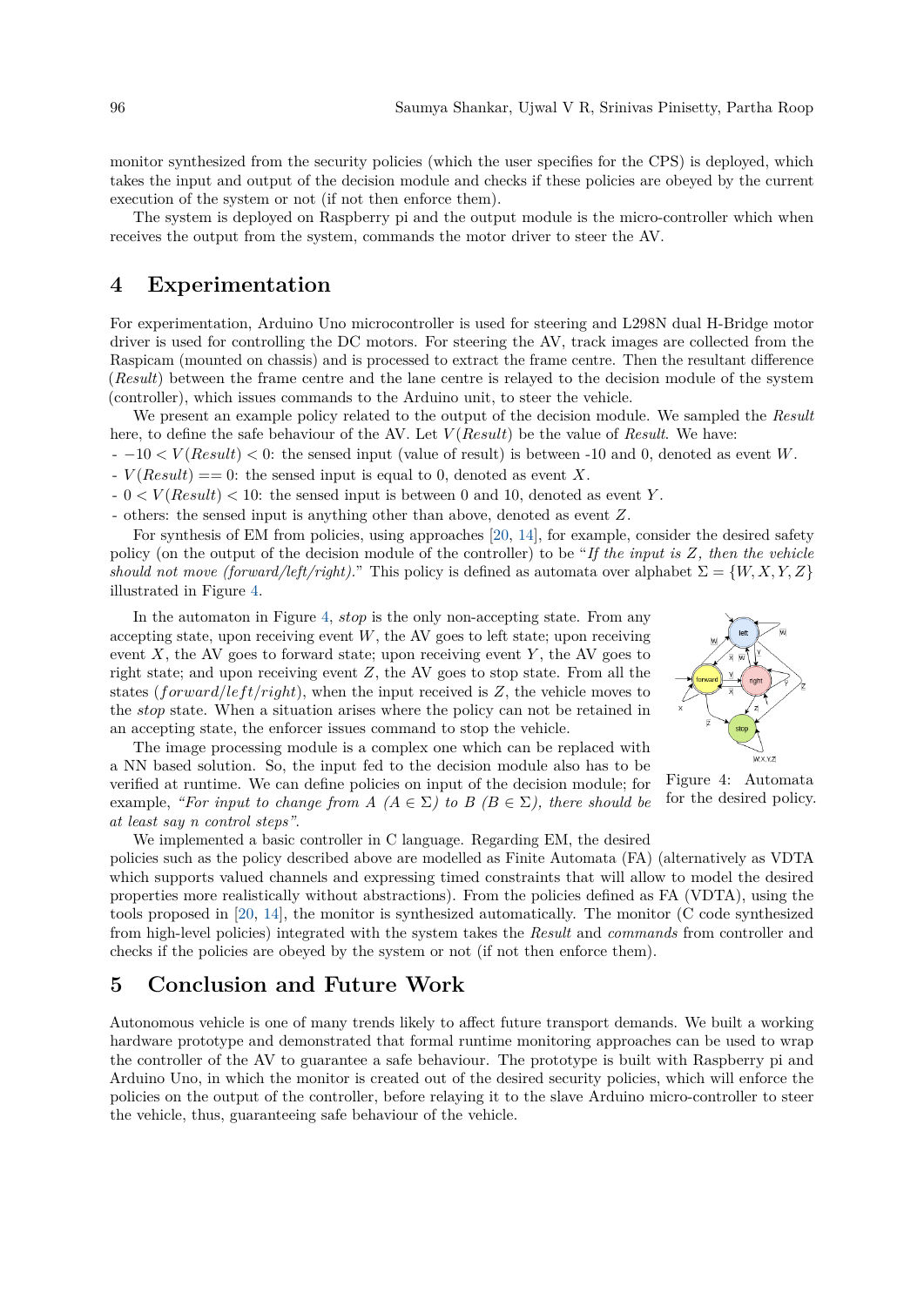monitor synthesized from the security policies (which the user specifies for the CPS) is deployed, which takes the input and output of the decision module and checks if these policies are obeyed by the current execution of the system or not (if not then enforce them).

The system is deployed on Raspberry pi and the output module is the micro-controller which when receives the output from the system, commands the motor driver to steer the AV.

## 4 Experimentation

For experimentation, Arduino Uno microcontroller is used for steering and L298N dual H-Bridge motor driver is used for controlling the DC motors. For steering the AV, track images are collected from the Raspicam (mounted on chassis) and is processed to extract the frame centre. Then the resultant difference (*Result*) between the frame centre and the lane centre is relayed to the decision module of the system (controller), which issues commands to the Arduino unit, to steer the vehicle.

We present an example policy related to the output of the decision module. We sampled the *Result* here, to define the safe behaviour of the AV. Let $V(Result)$ be the value of *Result*. We have:

- $-10 < V(Result) < 0$: the sensed input (value of result) is between -10 and 0, denoted as event $W$.
- $V(Result) == 0$: the sensed input is equal to 0, denoted as event $X$.
- $0 < V(Result) < 10$: the sensed input is between 0 and 10, denoted as event $Y$.
- others: the sensed input is anything other than above, denoted as event $Z$.

For synthesis of EM from policies, using approaches [20, 14], for example, consider the desired safety policy (on the output of the decision module of the controller) to be "*If the input is Z, then the vehicle should not move (forward/left/right).*" This policy is defined as automata over alphabet $\Sigma = \{W, X, Y, Z\}$ illustrated in Figure 4.

In the automaton in Figure 4, *stop* is the only non-accepting state. From any accepting state, upon receiving event $W$, the AV goes to left state; upon receiving event $X$, the AV goes to forward state; upon receiving event $Y$, the AV goes to right state; and upon receiving event $Z$, the AV goes to stop state. From all the states ($forward/left/right$), when the input received is $Z$, the vehicle moves to the *stop* state. When a situation arises where the policy can not be retained in an accepting state, the enforcer issues command to stop the vehicle.

Figure 4: Automata for the desired policy.

The image processing module is a complex one which can be replaced with a NN based solution. So, the input fed to the decision module also has to be verified at runtime. We can define policies on input of the decision module; for example, *"For input to change from A ($A \in \Sigma$) to B ($B \in \Sigma$), there should be at least say n control steps"*.

We implemented a basic controller in C language. Regarding EM, the desired policies such as the policy described above are modelled as Finite Automata (FA) (alternatively as VDTA which supports valued channels and expressing timed constraints that will allow to model the desired properties more realistically without abstractions). From the policies defined as FA (VDTA), using the tools proposed in [20, 14], the monitor is synthesized automatically. The monitor (C code synthesized from high-level policies) integrated with the system takes the *Result* and *commands* from controller and checks if the policies are obeyed by the system or not (if not then enforce them).

## 5 Conclusion and Future Work

Autonomous vehicle is one of many trends likely to affect future transport demands. We built a working hardware prototype and demonstrated that formal runtime monitoring approaches can be used to wrap the controller of the AV to guarantee a safe behaviour. The prototype is built with Raspberry pi and Arduino Uno, in which the monitor is created out of the desired security policies, which will enforce the policies on the output of the controller, before relaying it to the slave Arduino micro-controller to steer the vehicle, thus, guaranteeing safe behaviour of the vehicle.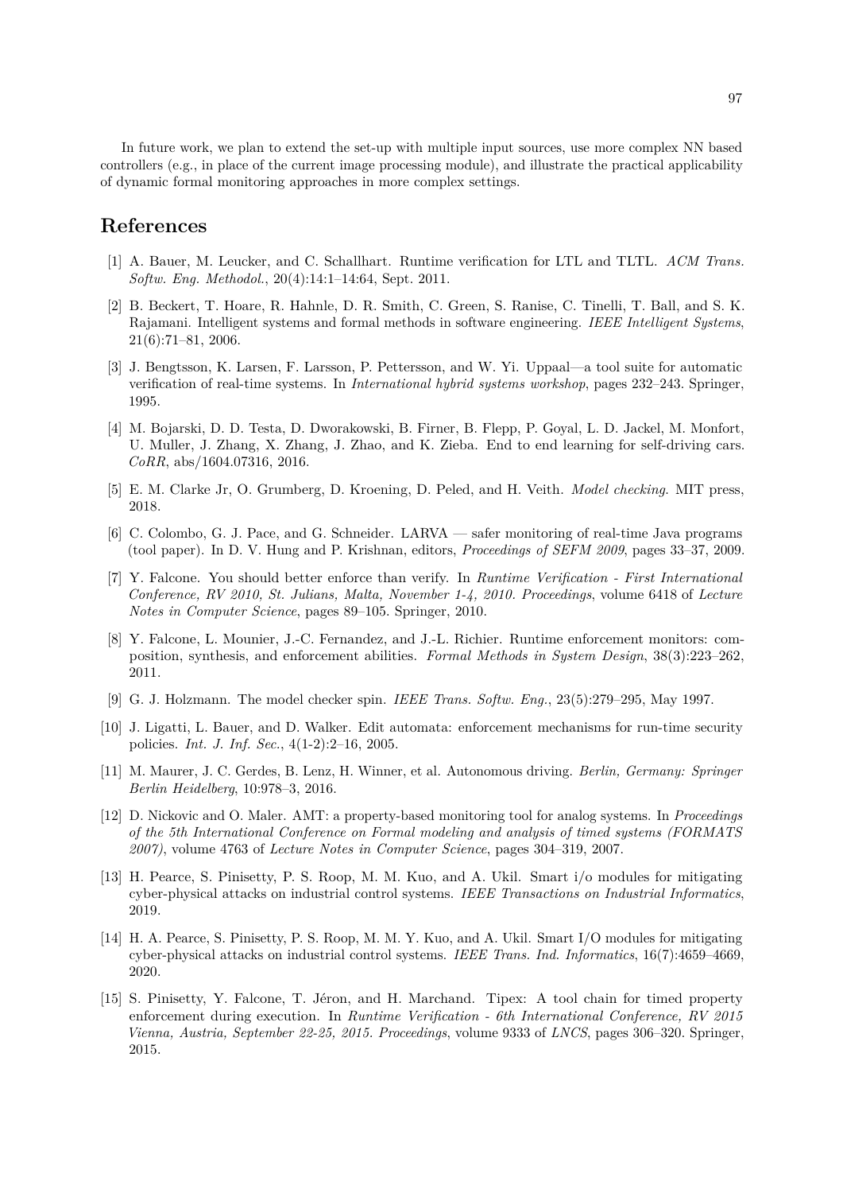In future work, we plan to extend the set-up with multiple input sources, use more complex NN based controllers (e.g., in place of the current image processing module), and illustrate the practical applicability of dynamic formal monitoring approaches in more complex settings.

## References

[1] A. Bauer, M. Leucker, and C. Schallhart. Runtime verification for LTL and TLTL. *ACM Trans. Softw. Eng. Methodol.*, 20(4):14:1–14:64, Sept. 2011.

[2] B. Beckert, T. Hoare, R. Hahnle, D. R. Smith, C. Green, S. Ranise, C. Tinelli, T. Ball, and S. K. Rajamani. Intelligent systems and formal methods in software engineering. *IEEE Intelligent Systems*, 21(6):71–81, 2006.

[3] J. Bengtsson, K. Larsen, F. Larsson, P. Pettersson, and W. Yi. Uppaal—a tool suite for automatic verification of real-time systems. In *International hybrid systems workshop*, pages 232–243. Springer, 1995.

[4] M. Bojarski, D. D. Testa, D. Dworakowski, B. Firner, B. Flepp, P. Goyal, L. D. Jackel, M. Monfort, U. Muller, J. Zhang, X. Zhang, J. Zhao, and K. Zieba. End to end learning for self-driving cars. *CoRR*, abs/1604.07316, 2016.

[5] E. M. Clarke Jr, O. Grumberg, D. Kroening, D. Peled, and H. Veith. *Model checking*. MIT press, 2018.

[6] C. Colombo, G. J. Pace, and G. Schneider. LARVA — safer monitoring of real-time Java programs (tool paper). In D. V. Hung and P. Krishnan, editors, *Proceedings of SEFM 2009*, pages 33–37, 2009.

[7] Y. Falcone. You should better enforce than verify. In *Runtime Verification - First International Conference, RV 2010, St. Julians, Malta, November 1-4, 2010. Proceedings*, volume 6418 of *Lecture Notes in Computer Science*, pages 89–105. Springer, 2010.

[8] Y. Falcone, L. Mounier, J.-C. Fernandez, and J.-L. Richier. Runtime enforcement monitors: composition, synthesis, and enforcement abilities. *Formal Methods in System Design*, 38(3):223–262, 2011.

[9] G. J. Holzmann. The model checker spin. *IEEE Trans. Softw. Eng.*, 23(5):279–295, May 1997.

[10] J. Ligatti, L. Bauer, and D. Walker. Edit automata: enforcement mechanisms for run-time security policies. *Int. J. Inf. Sec.*, 4(1-2):2–16, 2005.

[11] M. Maurer, J. C. Gerdes, B. Lenz, H. Winner, et al. Autonomous driving. *Berlin, Germany: Springer Berlin Heidelberg*, 10:978–3, 2016.

[12] D. Nickovic and O. Maler. AMT: a property-based monitoring tool for analog systems. In *Proceedings of the 5th International Conference on Formal modeling and analysis of timed systems (FORMATS 2007)*, volume 4763 of *Lecture Notes in Computer Science*, pages 304–319, 2007.

[13] H. Pearce, S. Pinisetty, P. S. Roop, M. M. Kuo, and A. Ukil. Smart i/o modules for mitigating cyber-physical attacks on industrial control systems. *IEEE Transactions on Industrial Informatics*, 2019.

[14] H. A. Pearce, S. Pinisetty, P. S. Roop, M. M. Y. Kuo, and A. Ukil. Smart I/O modules for mitigating cyber-physical attacks on industrial control systems. *IEEE Trans. Ind. Informatics*, 16(7):4659–4669, 2020.

[15] S. Pinisetty, Y. Falcone, T. Jéron, and H. Marchand. Tipex: A tool chain for timed property enforcement during execution. In *Runtime Verification - 6th International Conference, RV 2015 Vienna, Austria, September 22-25, 2015. Proceedings*, volume 9333 of *LNCS*, pages 306–320. Springer, 2015.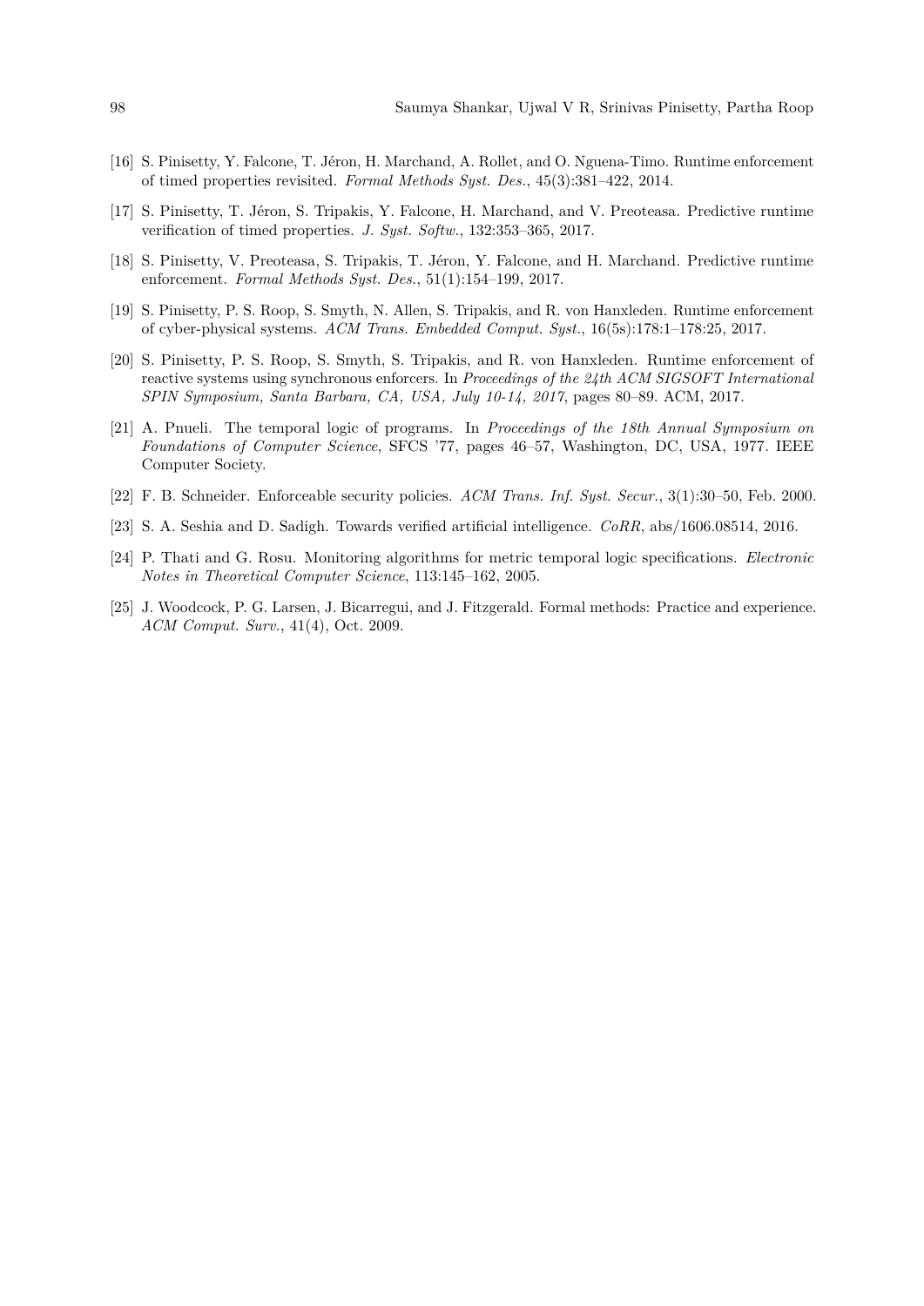[16] S. Pinisetty, Y. Falcone, T. Jéron, H. Marchand, A. Rollet, and O. Nguena-Timo. Runtime enforcement of timed properties revisited. *Formal Methods Syst. Des.*, 45(3):381–422, 2014.

[17] S. Pinisetty, T. Jéron, S. Tripakis, Y. Falcone, H. Marchand, and V. Preoteasa. Predictive runtime verification of timed properties. *J. Syst. Softw.*, 132:353–365, 2017.

[18] S. Pinisetty, V. Preoteasa, S. Tripakis, T. Jéron, Y. Falcone, and H. Marchand. Predictive runtime enforcement. *Formal Methods Syst. Des.*, 51(1):154–199, 2017.

[19] S. Pinisetty, P. S. Roop, S. Smyth, N. Allen, S. Tripakis, and R. von Hanxleden. Runtime enforcement of cyber-physical systems. *ACM Trans. Embedded Comput. Syst.*, 16(5s):178:1–178:25, 2017.

[20] S. Pinisetty, P. S. Roop, S. Smyth, S. Tripakis, and R. von Hanxleden. Runtime enforcement of reactive systems using synchronous enforcers. In *Proceedings of the 24th ACM SIGSOFT International SPIN Symposium, Santa Barbara, CA, USA, July 10-14, 2017*, pages 80–89. ACM, 2017.

[21] A. Pnueli. The temporal logic of programs. In *Proceedings of the 18th Annual Symposium on Foundations of Computer Science*, SFCS '77, pages 46–57, Washington, DC, USA, 1977. IEEE Computer Society.

[22] F. B. Schneider. Enforceable security policies. *ACM Trans. Inf. Syst. Secur.*, 3(1):30–50, Feb. 2000.

[23] S. A. Seshia and D. Sadigh. Towards verified artificial intelligence. *CoRR*, abs/1606.08514, 2016.

[24] P. Thati and G. Rosu. Monitoring algorithms for metric temporal logic specifications. *Electronic Notes in Theoretical Computer Science*, 113:145–162, 2005.

[25] J. Woodcock, P. G. Larsen, J. Bicarregui, and J. Fitzgerald. Formal methods: Practice and experience. *ACM Comput. Surv.*, 41(4), Oct. 2009.